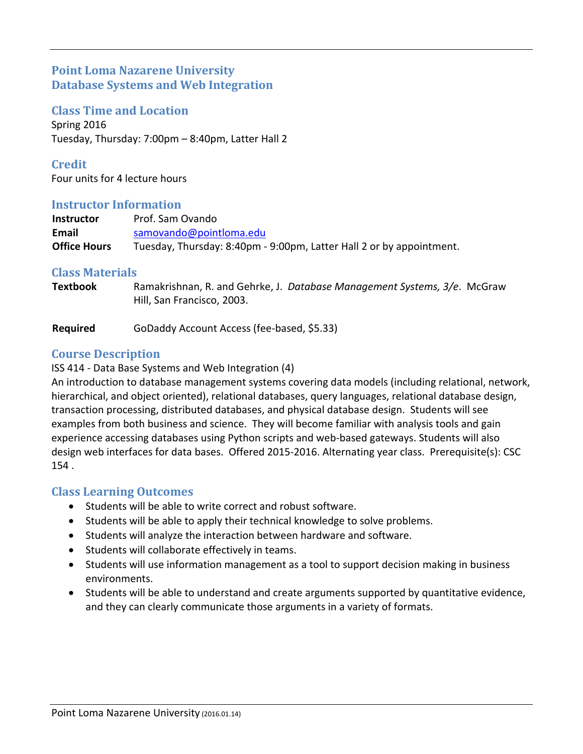# Point Loma Nazarene University
# Database Systems and Web Integration

## Class Time and Location

Spring 2016

Tuesday, Thursday: 7:00pm – 8:40pm, Latter Hall 2

## Credit

Four units for 4 lecture hours

## Instructor Information

| | |
|---|---|
| **Instructor** | Prof. Sam Ovando |
| **Email** | samovando@pointloma.edu |
| **Office Hours** | Tuesday, Thursday: 8:40pm - 9:00pm, Latter Hall 2 or by appointment. |

## Class Materials

| | |
|---|---|
| **Textbook** | Ramakrishnan, R. and Gehrke, J. *Database Management Systems, 3/e*. McGraw Hill, San Francisco, 2003. |
| **Required** | GoDaddy Account Access (fee-based, $5.33) |

## Course Description

ISS 414 - Data Base Systems and Web Integration (4)

An introduction to database management systems covering data models (including relational, network, hierarchical, and object oriented), relational databases, query languages, relational database design, transaction processing, distributed databases, and physical database design. Students will see examples from both business and science. They will become familiar with analysis tools and gain experience accessing databases using Python scripts and web-based gateways. Students will also design web interfaces for data bases. Offered 2015-2016. Alternating year class. Prerequisite(s): CSC 154 .

## Class Learning Outcomes

- Students will be able to write correct and robust software.
- Students will be able to apply their technical knowledge to solve problems.
- Students will analyze the interaction between hardware and software.
- Students will collaborate effectively in teams.
- Students will use information management as a tool to support decision making in business environments.
- Students will be able to understand and create arguments supported by quantitative evidence, and they can clearly communicate those arguments in a variety of formats.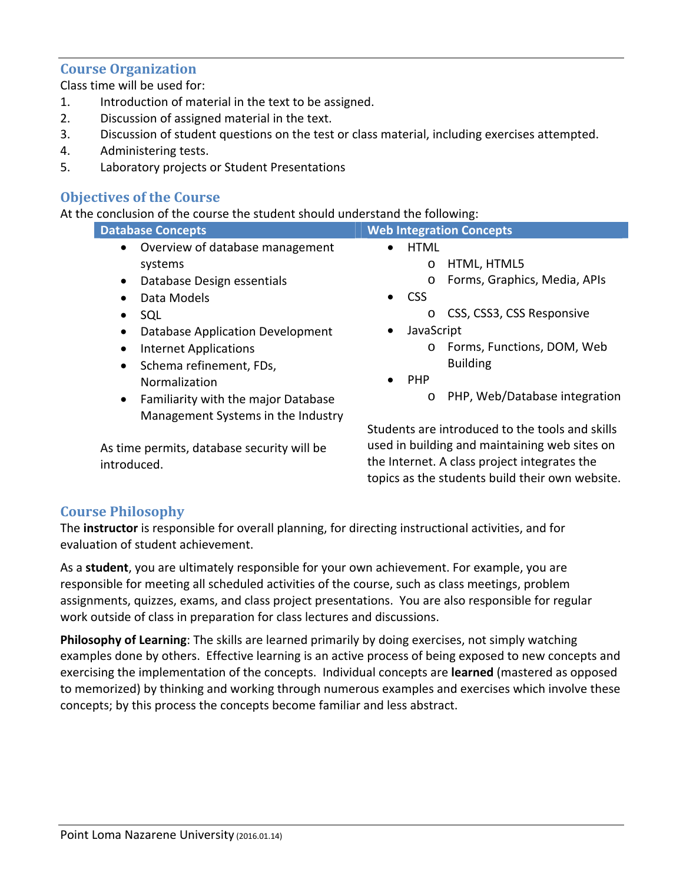## Course Organization

Class time will be used for:

1. Introduction of material in the text to be assigned.
2. Discussion of assigned material in the text.
3. Discussion of student questions on the test or class material, including exercises attempted.
4. Administering tests.
5. Laboratory projects or Student Presentations

## Objectives of the Course

At the conclusion of the course the student should understand the following:

### Database Concepts

- Overview of database management systems
- Database Design essentials
- Data Models
- SQL
- Database Application Development
- Internet Applications
- Schema refinement, FDs, Normalization
- Familiarity with the major Database Management Systems in the Industry

As time permits, database security will be introduced.

### Web Integration Concepts

- HTML
  - HTML, HTML5
  - Forms, Graphics, Media, APIs
- CSS
  - CSS, CSS3, CSS Responsive
- JavaScript
  - Forms, Functions, DOM, Web Building
- PHP
  - PHP, Web/Database integration

Students are introduced to the tools and skills used in building and maintaining web sites on the Internet. A class project integrates the topics as the students build their own website.

## Course Philosophy

The **instructor** is responsible for overall planning, for directing instructional activities, and for evaluation of student achievement.

As a **student**, you are ultimately responsible for your own achievement. For example, you are responsible for meeting all scheduled activities of the course, such as class meetings, problem assignments, quizzes, exams, and class project presentations. You are also responsible for regular work outside of class in preparation for class lectures and discussions.

**Philosophy of Learning**: The skills are learned primarily by doing exercises, not simply watching examples done by others. Effective learning is an active process of being exposed to new concepts and exercising the implementation of the concepts. Individual concepts are **learned** (mastered as opposed to memorized) by thinking and working through numerous examples and exercises which involve these concepts; by this process the concepts become familiar and less abstract.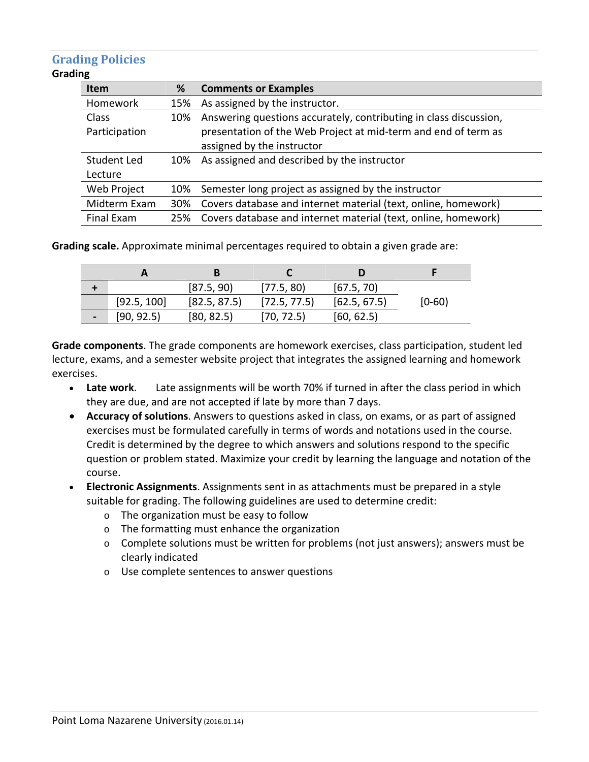## Grading Policies

### Grading

| Item | % | Comments or Examples |
|---|---|---|
| Homework | 15% | As assigned by the instructor. |
| Class Participation | 10% | Answering questions accurately, contributing in class discussion, presentation of the Web Project at mid-term and end of term as assigned by the instructor |
| Student Led Lecture | 10% | As assigned and described by the instructor |
| Web Project | 10% | Semester long project as assigned by the instructor |
| Midterm Exam | 30% | Covers database and internet material (text, online, homework) |
| Final Exam | 25% | Covers database and internet material (text, online, homework) |

**Grading scale.** Approximate minimal percentages required to obtain a given grade are:

| | A | B | C | D | F |
|---|---|---|---|---|---|
| + | | [87.5, 90) | [77.5, 80) | [67.5, 70) | |
| | [92.5, 100] | [82.5, 87.5) | [72.5, 77.5) | [62.5, 67.5) | [0-60) |
| - | [90, 92.5) | [80, 82.5) | [70, 72.5) | [60, 62.5) | |

**Grade components**. The grade components are homework exercises, class participation, student led lecture, exams, and a semester website project that integrates the assigned learning and homework exercises.

- **Late work**. Late assignments will be worth 70% if turned in after the class period in which they are due, and are not accepted if late by more than 7 days.
- **Accuracy of solutions**. Answers to questions asked in class, on exams, or as part of assigned exercises must be formulated carefully in terms of words and notations used in the course. Credit is determined by the degree to which answers and solutions respond to the specific question or problem stated. Maximize your credit by learning the language and notation of the course.
- **Electronic Assignments**. Assignments sent in as attachments must be prepared in a style suitable for grading. The following guidelines are used to determine credit:
  - The organization must be easy to follow
  - The formatting must enhance the organization
  - Complete solutions must be written for problems (not just answers); answers must be clearly indicated
  - Use complete sentences to answer questions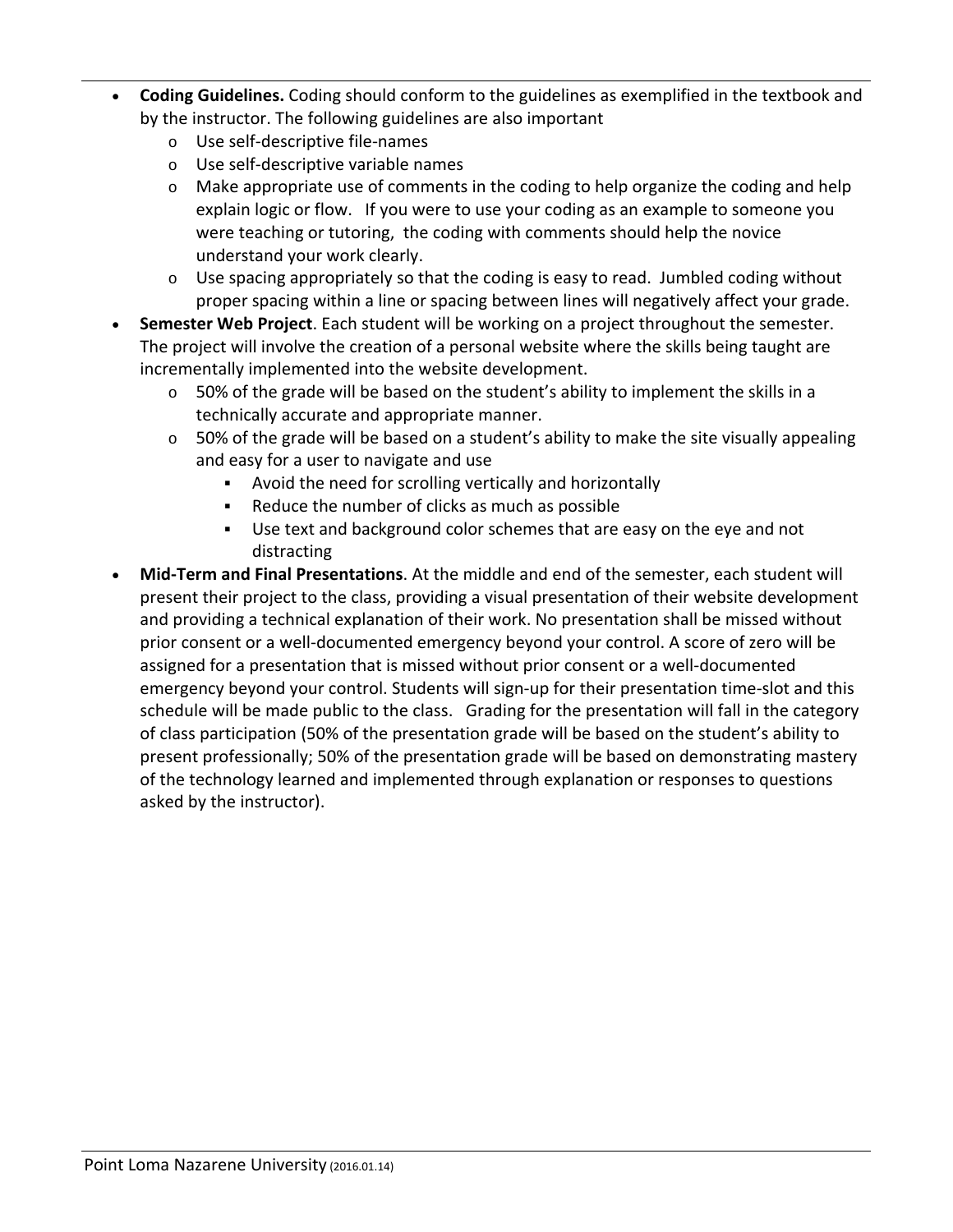- **Coding Guidelines.** Coding should conform to the guidelines as exemplified in the textbook and by the instructor. The following guidelines are also important
  - Use self-descriptive file-names
  - Use self-descriptive variable names
  - Make appropriate use of comments in the coding to help organize the coding and help explain logic or flow. If you were to use your coding as an example to someone you were teaching or tutoring, the coding with comments should help the novice understand your work clearly.
  - Use spacing appropriately so that the coding is easy to read. Jumbled coding without proper spacing within a line or spacing between lines will negatively affect your grade.
- **Semester Web Project**. Each student will be working on a project throughout the semester. The project will involve the creation of a personal website where the skills being taught are incrementally implemented into the website development.
  - 50% of the grade will be based on the student's ability to implement the skills in a technically accurate and appropriate manner.
  - 50% of the grade will be based on a student's ability to make the site visually appealing and easy for a user to navigate and use
    - Avoid the need for scrolling vertically and horizontally
    - Reduce the number of clicks as much as possible
    - Use text and background color schemes that are easy on the eye and not distracting
- **Mid-Term and Final Presentations**. At the middle and end of the semester, each student will present their project to the class, providing a visual presentation of their website development and providing a technical explanation of their work. No presentation shall be missed without prior consent or a well-documented emergency beyond your control. A score of zero will be assigned for a presentation that is missed without prior consent or a well-documented emergency beyond your control. Students will sign-up for their presentation time-slot and this schedule will be made public to the class. Grading for the presentation will fall in the category of class participation (50% of the presentation grade will be based on the student's ability to present professionally; 50% of the presentation grade will be based on demonstrating mastery of the technology learned and implemented through explanation or responses to questions asked by the instructor).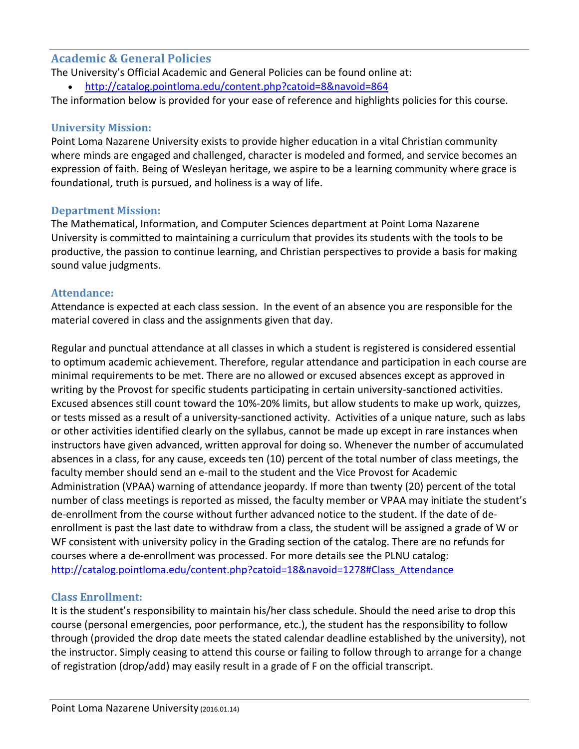## Academic & General Policies

The University's Official Academic and General Policies can be found online at:

- http://catalog.pointloma.edu/content.php?catoid=8&navoid=864

The information below is provided for your ease of reference and highlights policies for this course.

### University Mission:

Point Loma Nazarene University exists to provide higher education in a vital Christian community where minds are engaged and challenged, character is modeled and formed, and service becomes an expression of faith. Being of Wesleyan heritage, we aspire to be a learning community where grace is foundational, truth is pursued, and holiness is a way of life.

### Department Mission:

The Mathematical, Information, and Computer Sciences department at Point Loma Nazarene University is committed to maintaining a curriculum that provides its students with the tools to be productive, the passion to continue learning, and Christian perspectives to provide a basis for making sound value judgments.

### Attendance:

Attendance is expected at each class session. In the event of an absence you are responsible for the material covered in class and the assignments given that day.

Regular and punctual attendance at all classes in which a student is registered is considered essential to optimum academic achievement. Therefore, regular attendance and participation in each course are minimal requirements to be met. There are no allowed or excused absences except as approved in writing by the Provost for specific students participating in certain university-sanctioned activities. Excused absences still count toward the 10%-20% limits, but allow students to make up work, quizzes, or tests missed as a result of a university-sanctioned activity. Activities of a unique nature, such as labs or other activities identified clearly on the syllabus, cannot be made up except in rare instances when instructors have given advanced, written approval for doing so. Whenever the number of accumulated absences in a class, for any cause, exceeds ten (10) percent of the total number of class meetings, the faculty member should send an e-mail to the student and the Vice Provost for Academic Administration (VPAA) warning of attendance jeopardy. If more than twenty (20) percent of the total number of class meetings is reported as missed, the faculty member or VPAA may initiate the student's de-enrollment from the course without further advanced notice to the student. If the date of de-enrollment is past the last date to withdraw from a class, the student will be assigned a grade of W or WF consistent with university policy in the Grading section of the catalog. There are no refunds for courses where a de-enrollment was processed. For more details see the PLNU catalog: http://catalog.pointloma.edu/content.php?catoid=18&navoid=1278#Class_Attendance

### Class Enrollment:

It is the student's responsibility to maintain his/her class schedule. Should the need arise to drop this course (personal emergencies, poor performance, etc.), the student has the responsibility to follow through (provided the drop date meets the stated calendar deadline established by the university), not the instructor. Simply ceasing to attend this course or failing to follow through to arrange for a change of registration (drop/add) may easily result in a grade of F on the official transcript.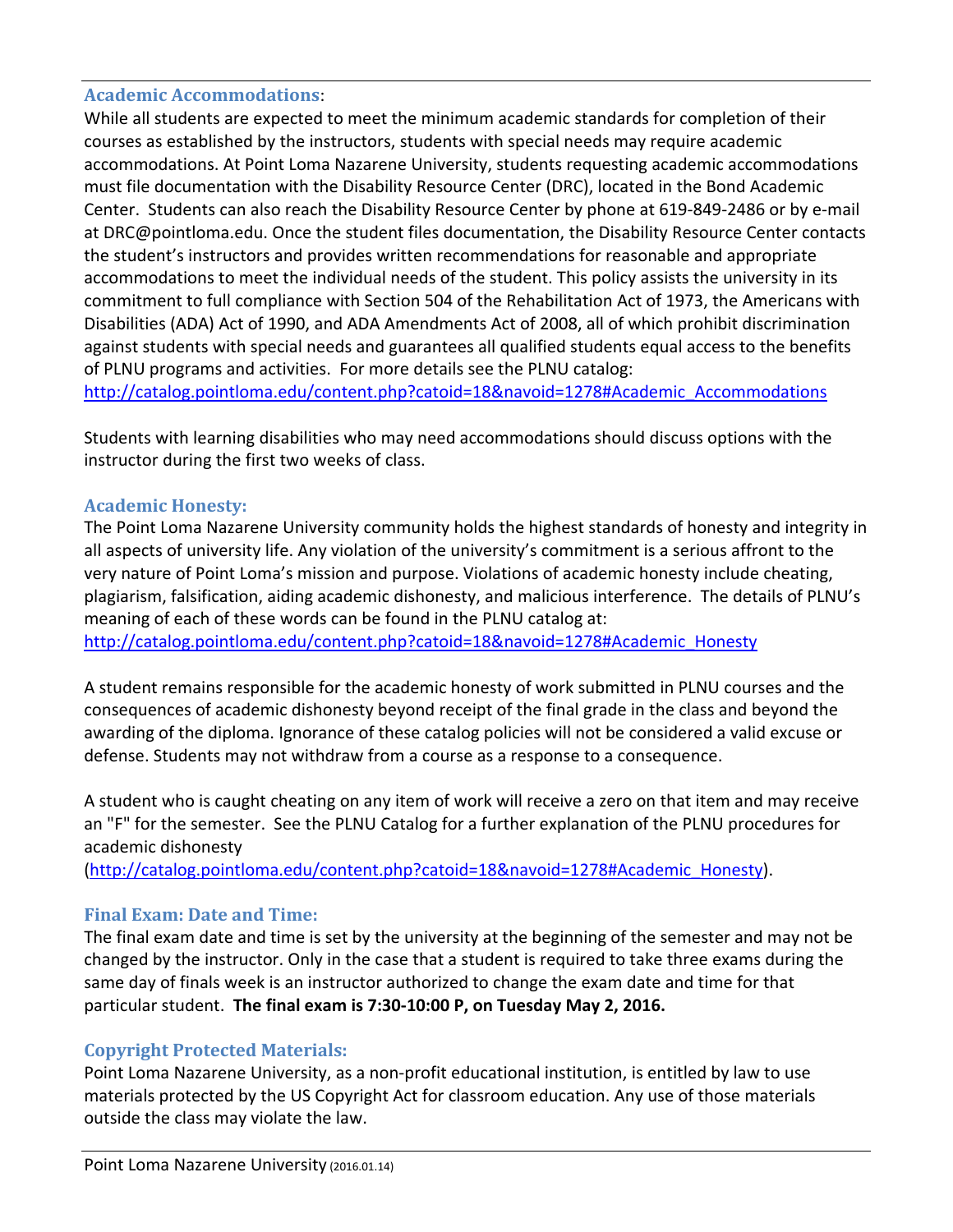### Academic Accommodations:

While all students are expected to meet the minimum academic standards for completion of their courses as established by the instructors, students with special needs may require academic accommodations. At Point Loma Nazarene University, students requesting academic accommodations must file documentation with the Disability Resource Center (DRC), located in the Bond Academic Center. Students can also reach the Disability Resource Center by phone at 619-849-2486 or by e-mail at DRC@pointloma.edu. Once the student files documentation, the Disability Resource Center contacts the student's instructors and provides written recommendations for reasonable and appropriate accommodations to meet the individual needs of the student. This policy assists the university in its commitment to full compliance with Section 504 of the Rehabilitation Act of 1973, the Americans with Disabilities (ADA) Act of 1990, and ADA Amendments Act of 2008, all of which prohibit discrimination against students with special needs and guarantees all qualified students equal access to the benefits of PLNU programs and activities. For more details see the PLNU catalog: http://catalog.pointloma.edu/content.php?catoid=18&navoid=1278#Academic_Accommodations

Students with learning disabilities who may need accommodations should discuss options with the instructor during the first two weeks of class.

### Academic Honesty:

The Point Loma Nazarene University community holds the highest standards of honesty and integrity in all aspects of university life. Any violation of the university's commitment is a serious affront to the very nature of Point Loma's mission and purpose. Violations of academic honesty include cheating, plagiarism, falsification, aiding academic dishonesty, and malicious interference. The details of PLNU's meaning of each of these words can be found in the PLNU catalog at: http://catalog.pointloma.edu/content.php?catoid=18&navoid=1278#Academic_Honesty

A student remains responsible for the academic honesty of work submitted in PLNU courses and the consequences of academic dishonesty beyond receipt of the final grade in the class and beyond the awarding of the diploma. Ignorance of these catalog policies will not be considered a valid excuse or defense. Students may not withdraw from a course as a response to a consequence.

A student who is caught cheating on any item of work will receive a zero on that item and may receive an "F" for the semester. See the PLNU Catalog for a further explanation of the PLNU procedures for academic dishonesty (http://catalog.pointloma.edu/content.php?catoid=18&navoid=1278#Academic_Honesty).

### Final Exam: Date and Time:

The final exam date and time is set by the university at the beginning of the semester and may not be changed by the instructor. Only in the case that a student is required to take three exams during the same day of finals week is an instructor authorized to change the exam date and time for that particular student. **The final exam is 7:30-10:00 P, on Tuesday May 2, 2016.**

### Copyright Protected Materials:

Point Loma Nazarene University, as a non-profit educational institution, is entitled by law to use materials protected by the US Copyright Act for classroom education. Any use of those materials outside the class may violate the law.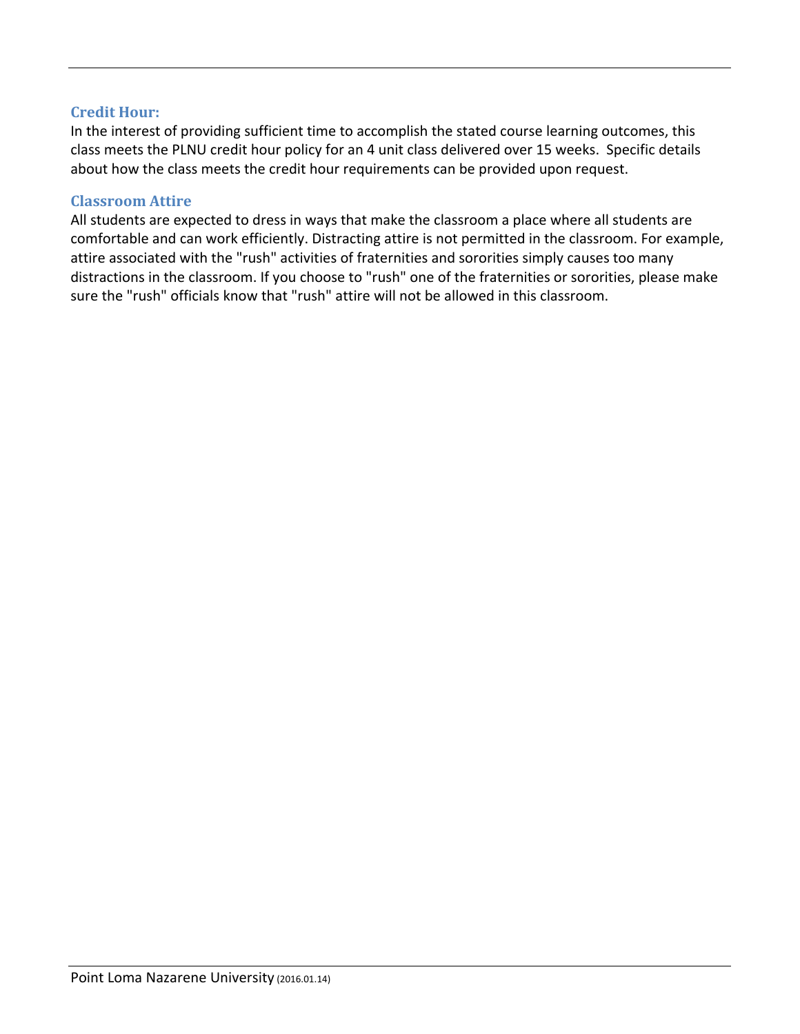### Credit Hour:

In the interest of providing sufficient time to accomplish the stated course learning outcomes, this class meets the PLNU credit hour policy for an 4 unit class delivered over 15 weeks. Specific details about how the class meets the credit hour requirements can be provided upon request.

### Classroom Attire

All students are expected to dress in ways that make the classroom a place where all students are comfortable and can work efficiently. Distracting attire is not permitted in the classroom. For example, attire associated with the "rush" activities of fraternities and sororities simply causes too many distractions in the classroom. If you choose to "rush" one of the fraternities or sororities, please make sure the "rush" officials know that "rush" attire will not be allowed in this classroom.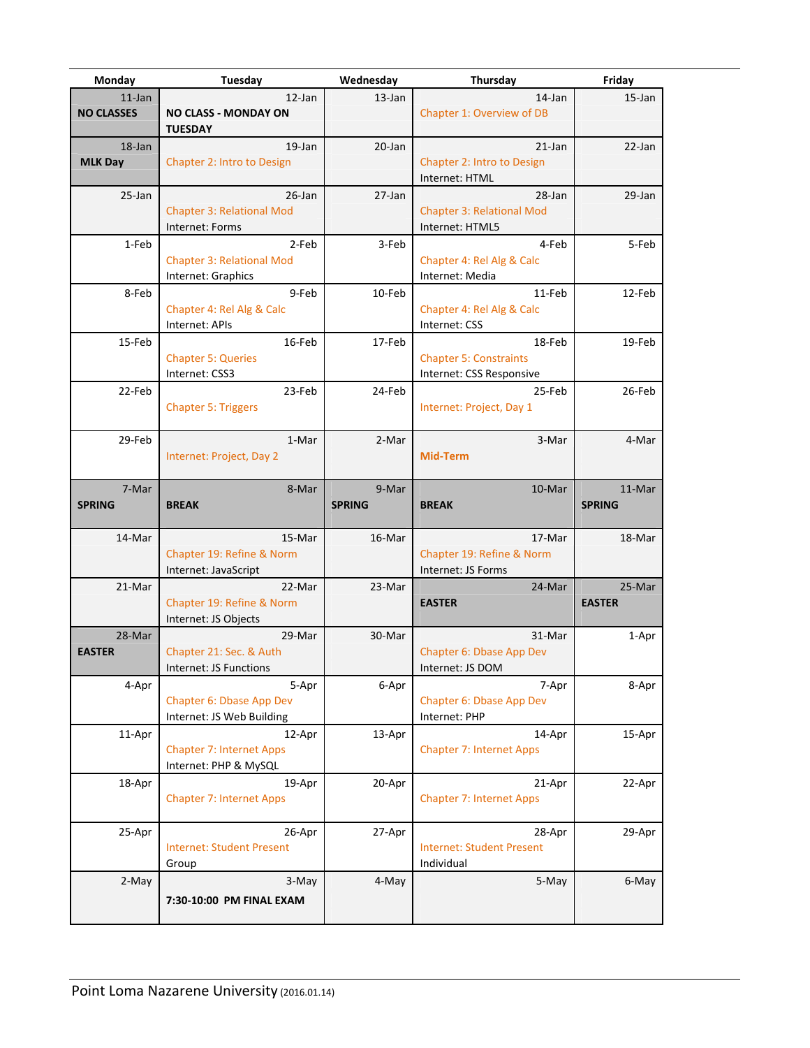| Monday | Tuesday | Wednesday | Thursday | Friday |
|---|---|---|---|---|
| 11-Jan **NO CLASSES** | 12-Jan **NO CLASS - MONDAY ON TUESDAY** | 13-Jan | 14-Jan Chapter 1: Overview of DB | 15-Jan |
| 18-Jan **MLK Day** | 19-Jan Chapter 2: Intro to Design | 20-Jan | 21-Jan Chapter 2: Intro to Design Internet: HTML | 22-Jan |
| 25-Jan | 26-Jan Chapter 3: Relational Mod Internet: Forms | 27-Jan | 28-Jan Chapter 3: Relational Mod Internet: HTML5 | 29-Jan |
| 1-Feb | 2-Feb Chapter 3: Relational Mod Internet: Graphics | 3-Feb | 4-Feb Chapter 4: Rel Alg & Calc Internet: Media | 5-Feb |
| 8-Feb | 9-Feb Chapter 4: Rel Alg & Calc Internet: APIs | 10-Feb | 11-Feb Chapter 4: Rel Alg & Calc Internet: CSS | 12-Feb |
| 15-Feb | 16-Feb Chapter 5: Queries Internet: CSS3 | 17-Feb | 18-Feb Chapter 5: Constraints Internet: CSS Responsive | 19-Feb |
| 22-Feb | 23-Feb Chapter 5: Triggers | 24-Feb | 25-Feb Internet: Project, Day 1 | 26-Feb |
| 29-Feb | 1-Mar Internet: Project, Day 2 | 2-Mar | 3-Mar **Mid-Term** | 4-Mar |
| 7-Mar **SPRING** | 8-Mar **BREAK** | 9-Mar **SPRING** | 10-Mar **BREAK** | 11-Mar **SPRING** |
| 14-Mar | 15-Mar Chapter 19: Refine & Norm Internet: JavaScript | 16-Mar | 17-Mar Chapter 19: Refine & Norm Internet: JS Forms | 18-Mar |
| 21-Mar | 22-Mar Chapter 19: Refine & Norm Internet: JS Objects | 23-Mar | 24-Mar **EASTER** | 25-Mar **EASTER** |
| 28-Mar **EASTER** | 29-Mar Chapter 21: Sec. & Auth Internet: JS Functions | 30-Mar | 31-Mar Chapter 6: Dbase App Dev Internet: JS DOM | 1-Apr |
| 4-Apr | 5-Apr Chapter 6: Dbase App Dev Internet: JS Web Building | 6-Apr | 7-Apr Chapter 6: Dbase App Dev Internet: PHP | 8-Apr |
| 11-Apr | 12-Apr Chapter 7: Internet Apps Internet: PHP & MySQL | 13-Apr | 14-Apr Chapter 7: Internet Apps | 15-Apr |
| 18-Apr | 19-Apr Chapter 7: Internet Apps | 20-Apr | 21-Apr Chapter 7: Internet Apps | 22-Apr |
| 25-Apr | 26-Apr Internet: Student Present Group | 27-Apr | 28-Apr Internet: Student Present Individual | 29-Apr |
| 2-May | 3-May **7:30-10:00 PM FINAL EXAM** | 4-May | 5-May | 6-May |

Point Loma Nazarene University (2016.01.14)